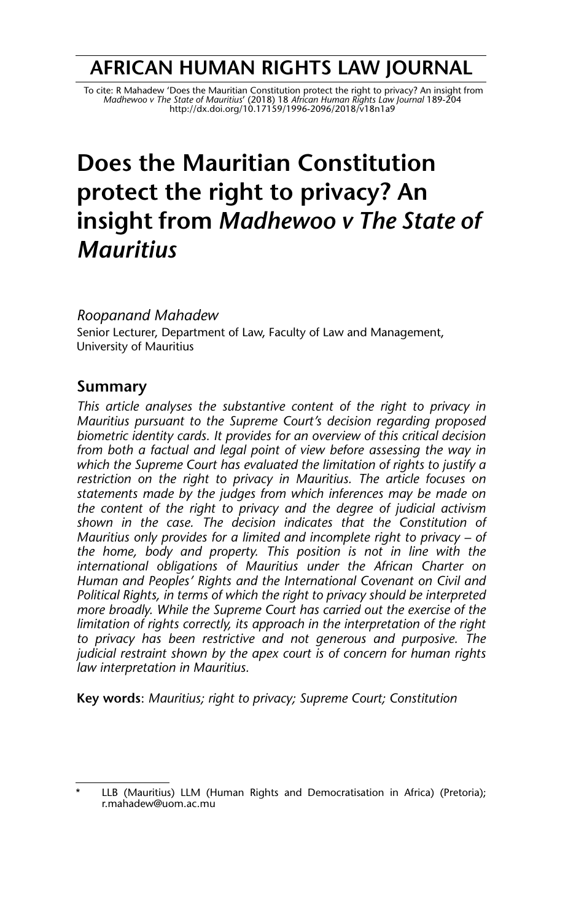# AFRICAN HUMAN RIGHTS LAW JOURNAL

To cite: R Mahadew 'Does the Mauritian Constitution protect the right to privacy? An insight from *Madhewoo v The State of Mauritius*' (2018) 18 *African Human Rights Law Journal* 189-204
http://dx.doi.org/10.17159/1996-2096/2018/v18n1a9

# Does the Mauritian Constitution protect the right to privacy? An insight from *Madhewoo v The State of Mauritius*

*Roopanand Mahadew*
Senior Lecturer, Department of Law, Faculty of Law and Management, University of Mauritius

## Summary

*This article analyses the substantive content of the right to privacy in Mauritius pursuant to the Supreme Court's decision regarding proposed biometric identity cards. It provides for an overview of this critical decision from both a factual and legal point of view before assessing the way in which the Supreme Court has evaluated the limitation of rights to justify a restriction on the right to privacy in Mauritius. The article focuses on statements made by the judges from which inferences may be made on the content of the right to privacy and the degree of judicial activism shown in the case. The decision indicates that the Constitution of Mauritius only provides for a limited and incomplete right to privacy – of the home, body and property. This position is not in line with the international obligations of Mauritius under the African Charter on Human and Peoples' Rights and the International Covenant on Civil and Political Rights, in terms of which the right to privacy should be interpreted more broadly. While the Supreme Court has carried out the exercise of the limitation of rights correctly, its approach in the interpretation of the right to privacy has been restrictive and not generous and purposive. The judicial restraint shown by the apex court is of concern for human rights law interpretation in Mauritius.*

**Key words**: *Mauritius; right to privacy; Supreme Court; Constitution*

---

\* LLB (Mauritius) LLM (Human Rights and Democratisation in Africa) (Pretoria); r.mahadew@uom.ac.mu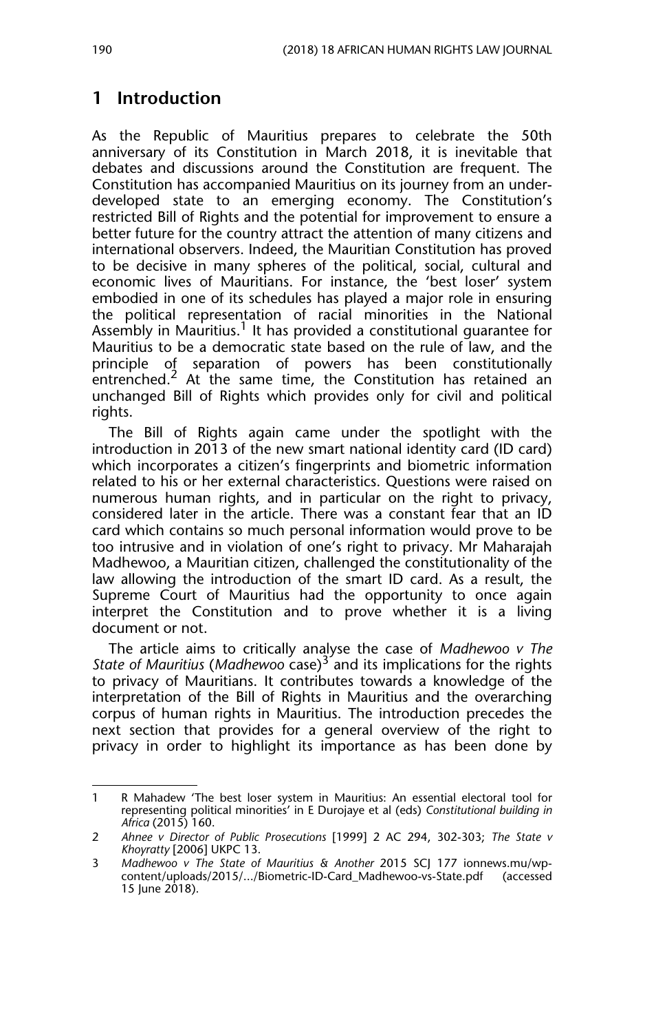## 1 Introduction

As the Republic of Mauritius prepares to celebrate the 50th anniversary of its Constitution in March 2018, it is inevitable that debates and discussions around the Constitution are frequent. The Constitution has accompanied Mauritius on its journey from an under-developed state to an emerging economy. The Constitution's restricted Bill of Rights and the potential for improvement to ensure a better future for the country attract the attention of many citizens and international observers. Indeed, the Mauritian Constitution has proved to be decisive in many spheres of the political, social, cultural and economic lives of Mauritians. For instance, the 'best loser' system embodied in one of its schedules has played a major role in ensuring the political representation of racial minorities in the National Assembly in Mauritius.[1] It has provided a constitutional guarantee for Mauritius to be a democratic state based on the rule of law, and the principle of separation of powers has been constitutionally entrenched.[2] At the same time, the Constitution has retained an unchanged Bill of Rights which provides only for civil and political rights.

The Bill of Rights again came under the spotlight with the introduction in 2013 of the new smart national identity card (ID card) which incorporates a citizen's fingerprints and biometric information related to his or her external characteristics. Questions were raised on numerous human rights, and in particular on the right to privacy, considered later in the article. There was a constant fear that an ID card which contains so much personal information would prove to be too intrusive and in violation of one's right to privacy. Mr Maharajah Madhewoo, a Mauritian citizen, challenged the constitutionality of the law allowing the introduction of the smart ID card. As a result, the Supreme Court of Mauritius had the opportunity to once again interpret the Constitution and to prove whether it is a living document or not.

The article aims to critically analyse the case of *Madhewoo v The State of Mauritius* (*Madhewoo* case)[3] and its implications for the rights to privacy of Mauritians. It contributes towards a knowledge of the interpretation of the Bill of Rights in Mauritius and the overarching corpus of human rights in Mauritius. The introduction precedes the next section that provides for a general overview of the right to privacy in order to highlight its importance as has been done by

---

1 R Mahadew 'The best loser system in Mauritius: An essential electoral tool for representing political minorities' in E Durojaye et al (eds) *Constitutional building in Africa* (2015) 160.

2 *Ahnee v Director of Public Prosecutions* [1999] 2 AC 294, 302-303; *The State v Khoyratty* [2006] UKPC 13.

3 *Madhewoo v The State of Mauritius & Another* 2015 SCJ 177 ionnews.mu/wp-content/uploads/2015/.../Biometric-ID-Card_Madhewoo-vs-State.pdf (accessed 15 June 2018).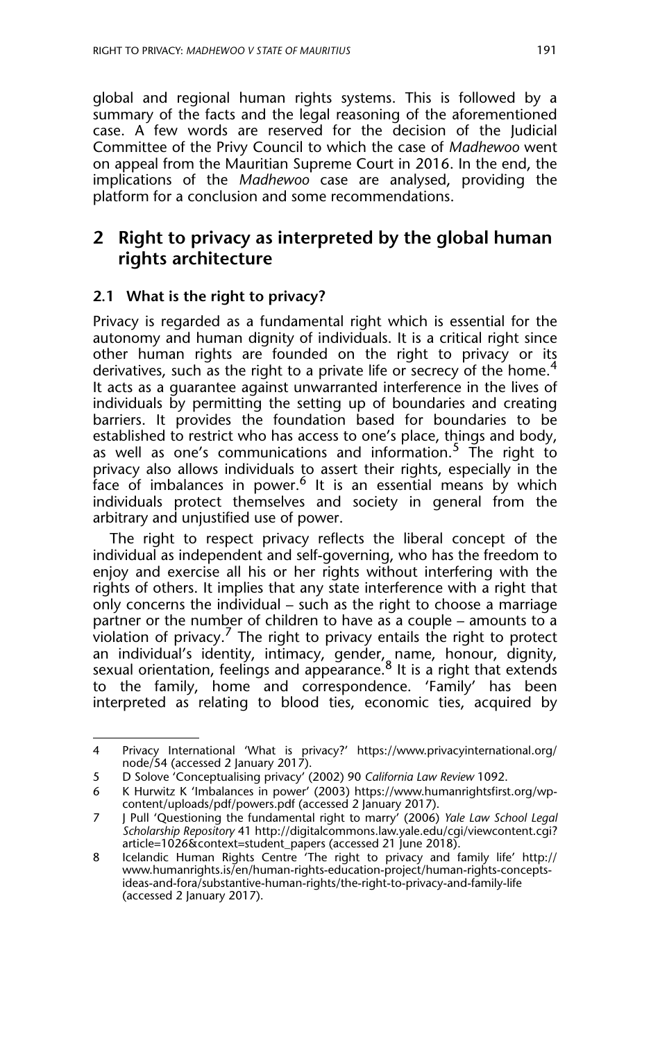global and regional human rights systems. This is followed by a summary of the facts and the legal reasoning of the aforementioned case. A few words are reserved for the decision of the Judicial Committee of the Privy Council to which the case of *Madhewoo* went on appeal from the Mauritian Supreme Court in 2016. In the end, the implications of the *Madhewoo* case are analysed, providing the platform for a conclusion and some recommendations.

## 2 Right to privacy as interpreted by the global human rights architecture

### 2.1 What is the right to privacy?

Privacy is regarded as a fundamental right which is essential for the autonomy and human dignity of individuals. It is a critical right since other human rights are founded on the right to privacy or its derivatives, such as the right to a private life or secrecy of the home.[4] It acts as a guarantee against unwarranted interference in the lives of individuals by permitting the setting up of boundaries and creating barriers. It provides the foundation based for boundaries to be established to restrict who has access to one's place, things and body, as well as one's communications and information.[5] The right to privacy also allows individuals to assert their rights, especially in the face of imbalances in power.[6] It is an essential means by which individuals protect themselves and society in general from the arbitrary and unjustified use of power.

The right to respect privacy reflects the liberal concept of the individual as independent and self-governing, who has the freedom to enjoy and exercise all his or her rights without interfering with the rights of others. It implies that any state interference with a right that only concerns the individual – such as the right to choose a marriage partner or the number of children to have as a couple – amounts to a violation of privacy.[7] The right to privacy entails the right to protect an individual's identity, intimacy, gender, name, honour, dignity, sexual orientation, feelings and appearance.[8] It is a right that extends to the family, home and correspondence. 'Family' has been interpreted as relating to blood ties, economic ties, acquired by

---

4 Privacy International 'What is privacy?' https://www.privacyinternational.org/node/54 (accessed 2 January 2017).

5 D Solove 'Conceptualising privacy' (2002) 90 *California Law Review* 1092.

6 K Hurwitz K 'Imbalances in power' (2003) https://www.humanrightsfirst.org/wp-content/uploads/pdf/powers.pdf (accessed 2 January 2017).

7 J Pull 'Questioning the fundamental right to marry' (2006) *Yale Law School Legal Scholarship Repository* 41 http://digitalcommons.law.yale.edu/cgi/viewcontent.cgi?article=1026&context=student_papers (accessed 21 June 2018).

8 Icelandic Human Rights Centre 'The right to privacy and family life' http://www.humanrights.is/en/human-rights-education-project/human-rights-concepts-ideas-and-fora/substantive-human-rights/the-right-to-privacy-and-family-life (accessed 2 January 2017).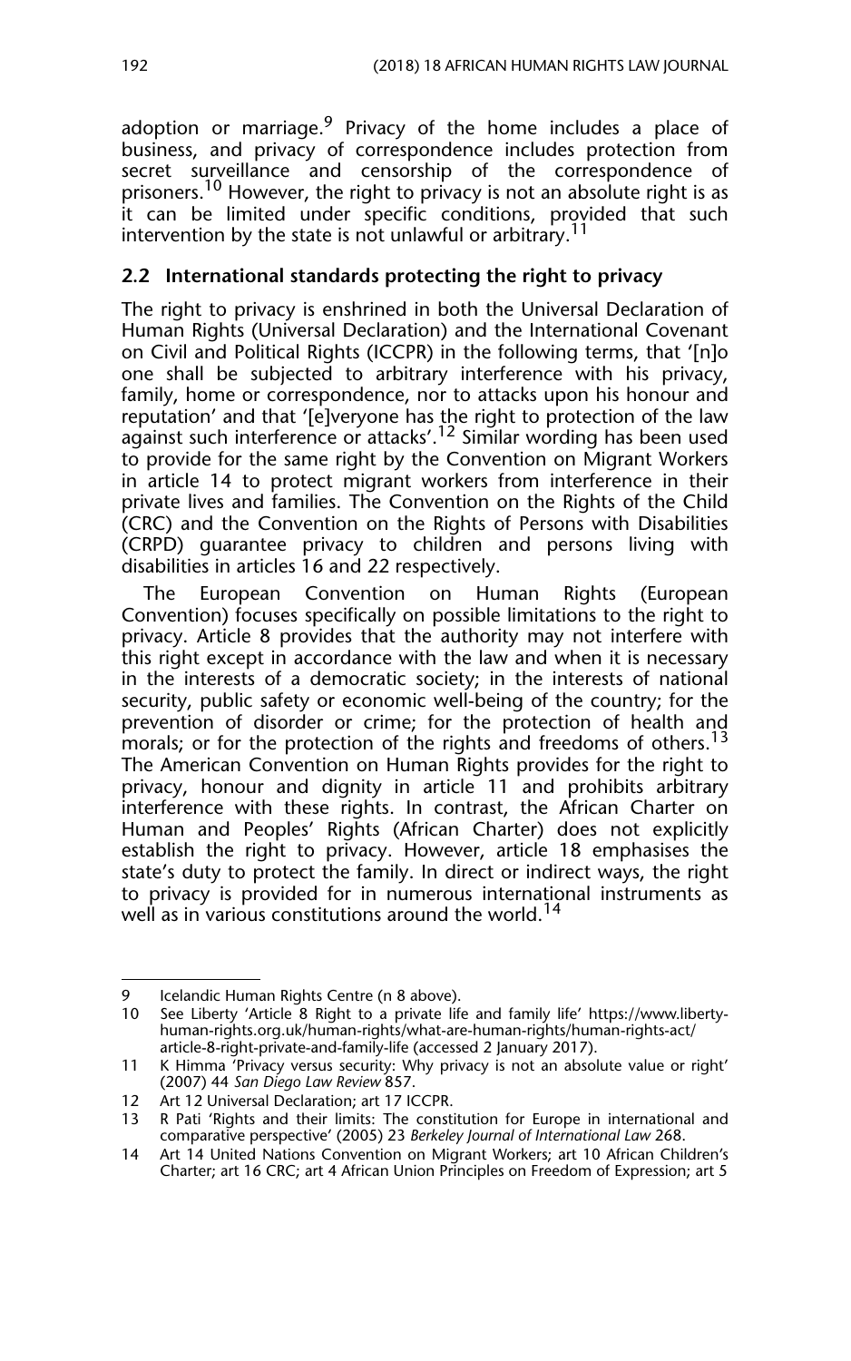adoption or marriage.[9] Privacy of the home includes a place of business, and privacy of correspondence includes protection from secret surveillance and censorship of the correspondence of prisoners.[10] However, the right to privacy is not an absolute right is as it can be limited under specific conditions, provided that such intervention by the state is not unlawful or arbitrary.[11]

### 2.2 International standards protecting the right to privacy

The right to privacy is enshrined in both the Universal Declaration of Human Rights (Universal Declaration) and the International Covenant on Civil and Political Rights (ICCPR) in the following terms, that '[n]o one shall be subjected to arbitrary interference with his privacy, family, home or correspondence, nor to attacks upon his honour and reputation' and that '[e]veryone has the right to protection of the law against such interference or attacks'.[12] Similar wording has been used to provide for the same right by the Convention on Migrant Workers in article 14 to protect migrant workers from interference in their private lives and families. The Convention on the Rights of the Child (CRC) and the Convention on the Rights of Persons with Disabilities (CRPD) guarantee privacy to children and persons living with disabilities in articles 16 and 22 respectively.

The European Convention on Human Rights (European Convention) focuses specifically on possible limitations to the right to privacy. Article 8 provides that the authority may not interfere with this right except in accordance with the law and when it is necessary in the interests of a democratic society; in the interests of national security, public safety or economic well-being of the country; for the prevention of disorder or crime; for the protection of health and morals; or for the protection of the rights and freedoms of others.[13] The American Convention on Human Rights provides for the right to privacy, honour and dignity in article 11 and prohibits arbitrary interference with these rights. In contrast, the African Charter on Human and Peoples' Rights (African Charter) does not explicitly establish the right to privacy. However, article 18 emphasises the state's duty to protect the family. In direct or indirect ways, the right to privacy is provided for in numerous international instruments as well as in various constitutions around the world.[14]

---

9 Icelandic Human Rights Centre (n 8 above).

10 See Liberty 'Article 8 Right to a private life and family life' https://www.liberty-human-rights.org.uk/human-rights/what-are-human-rights/human-rights-act/article-8-right-private-and-family-life (accessed 2 January 2017).

11 K Himma 'Privacy versus security: Why privacy is not an absolute value or right' (2007) 44 *San Diego Law Review* 857.

12 Art 12 Universal Declaration; art 17 ICCPR.

13 R Pati 'Rights and their limits: The constitution for Europe in international and comparative perspective' (2005) 23 *Berkeley Journal of International Law* 268.

14 Art 14 United Nations Convention on Migrant Workers; art 10 African Children's Charter; art 16 CRC; art 4 African Union Principles on Freedom of Expression; art 5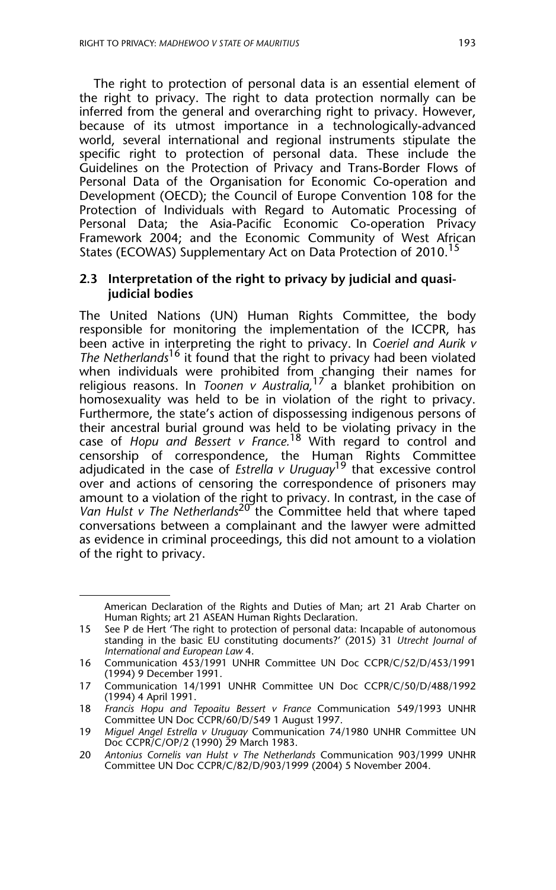The right to protection of personal data is an essential element of the right to privacy. The right to data protection normally can be inferred from the general and overarching right to privacy. However, because of its utmost importance in a technologically-advanced world, several international and regional instruments stipulate the specific right to protection of personal data. These include the Guidelines on the Protection of Privacy and Trans-Border Flows of Personal Data of the Organisation for Economic Co-operation and Development (OECD); the Council of Europe Convention 108 for the Protection of Individuals with Regard to Automatic Processing of Personal Data; the Asia-Pacific Economic Co-operation Privacy Framework 2004; and the Economic Community of West African States (ECOWAS) Supplementary Act on Data Protection of 2010.[15]

### 2.3 Interpretation of the right to privacy by judicial and quasi-judicial bodies

The United Nations (UN) Human Rights Committee, the body responsible for monitoring the implementation of the ICCPR, has been active in interpreting the right to privacy. In *Coeriel and Aurik v The Netherlands*[16] it found that the right to privacy had been violated when individuals were prohibited from changing their names for religious reasons. In *Toonen v Australia,*[17] a blanket prohibition on homosexuality was held to be in violation of the right to privacy. Furthermore, the state's action of dispossessing indigenous persons of their ancestral burial ground was held to be violating privacy in the case of *Hopu and Bessert v France.*[18] With regard to control and censorship of correspondence, the Human Rights Committee adjudicated in the case of *Estrella v Uruguay*[19] that excessive control over and actions of censoring the correspondence of prisoners may amount to a violation of the right to privacy. In contrast, in the case of *Van Hulst v The Netherlands*[20] the Committee held that where taped conversations between a complainant and the lawyer were admitted as evidence in criminal proceedings, this did not amount to a violation of the right to privacy.

---

American Declaration of the Rights and Duties of Man; art 21 Arab Charter on Human Rights; art 21 ASEAN Human Rights Declaration.

15 See P de Hert 'The right to protection of personal data: Incapable of autonomous standing in the basic EU constituting documents?' (2015) 31 *Utrecht Journal of International and European Law* 4.

16 Communication 453/1991 UNHR Committee UN Doc CCPR/C/52/D/453/1991 (1994) 9 December 1991.

17 Communication 14/1991 UNHR Committee UN Doc CCPR/C/50/D/488/1992 (1994) 4 April 1991.

18 *Francis Hopu and Tepoaitu Bessert v France* Communication 549/1993 UNHR Committee UN Doc CCPR/60/D/549 1 August 1997.

19 *Miguel Angel Estrella v Uruguay* Communication 74/1980 UNHR Committee UN Doc CCPR/C/OP/2 (1990) 29 March 1983.

20 *Antonius Cornelis van Hulst v The Netherlands* Communication 903/1999 UNHR Committee UN Doc CCPR/C/82/D/903/1999 (2004) 5 November 2004.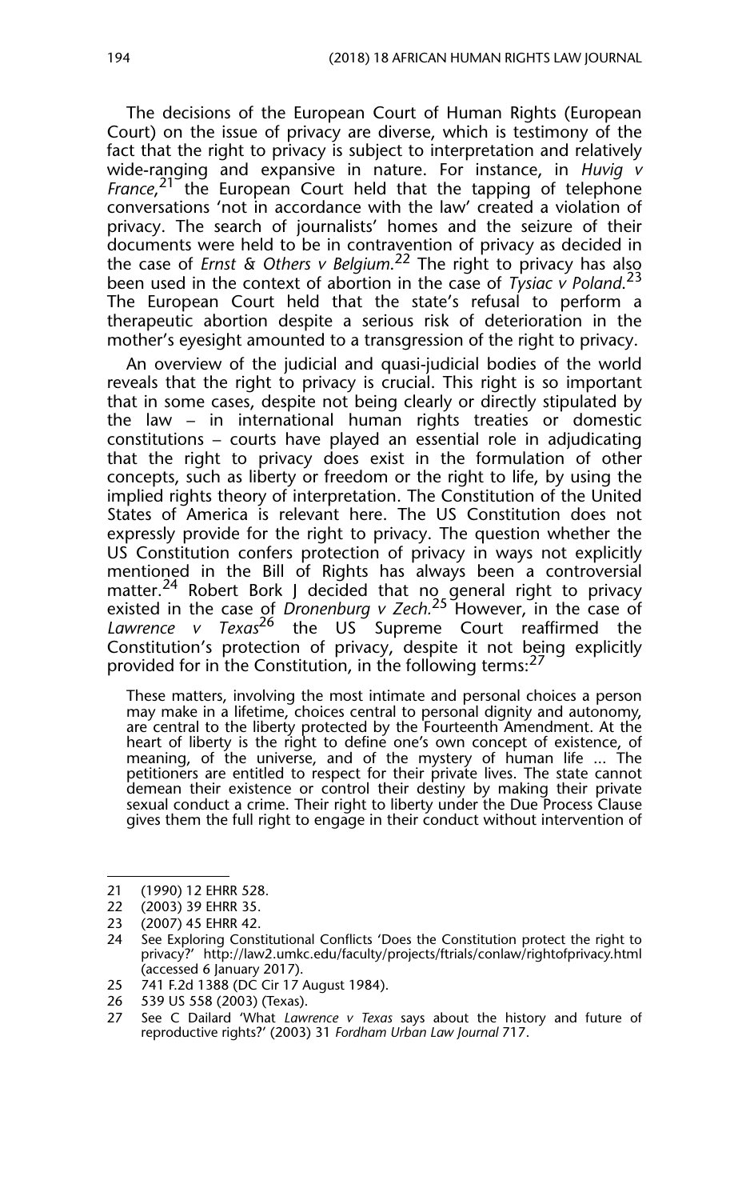The decisions of the European Court of Human Rights (European Court) on the issue of privacy are diverse, which is testimony of the fact that the right to privacy is subject to interpretation and relatively wide-ranging and expansive in nature. For instance, in *Huvig v France*,[21] the European Court held that the tapping of telephone conversations 'not in accordance with the law' created a violation of privacy. The search of journalists' homes and the seizure of their documents were held to be in contravention of privacy as decided in the case of *Ernst & Others v Belgium*.[22] The right to privacy has also been used in the context of abortion in the case of *Tysiac v Poland*.[23] The European Court held that the state's refusal to perform a therapeutic abortion despite a serious risk of deterioration in the mother's eyesight amounted to a transgression of the right to privacy.

An overview of the judicial and quasi-judicial bodies of the world reveals that the right to privacy is crucial. This right is so important that in some cases, despite not being clearly or directly stipulated by the law – in international human rights treaties or domestic constitutions – courts have played an essential role in adjudicating that the right to privacy does exist in the formulation of other concepts, such as liberty or freedom or the right to life, by using the implied rights theory of interpretation. The Constitution of the United States of America is relevant here. The US Constitution does not expressly provide for the right to privacy. The question whether the US Constitution confers protection of privacy in ways not explicitly mentioned in the Bill of Rights has always been a controversial matter.[24] Robert Bork J decided that no general right to privacy existed in the case of *Dronenburg v Zech*.[25] However, in the case of *Lawrence v Texas*[26] the US Supreme Court reaffirmed the Constitution's protection of privacy, despite it not being explicitly provided for in the Constitution, in the following terms:[27]

> These matters, involving the most intimate and personal choices a person may make in a lifetime, choices central to personal dignity and autonomy, are central to the liberty protected by the Fourteenth Amendment. At the heart of liberty is the right to define one's own concept of existence, of meaning, of the universe, and of the mystery of human life ... The petitioners are entitled to respect for their private lives. The state cannot demean their existence or control their destiny by making their private sexual conduct a crime. Their right to liberty under the Due Process Clause gives them the full right to engage in their conduct without intervention of

---

21 (1990) 12 EHRR 528.

22 (2003) 39 EHRR 35.

23 (2007) 45 EHRR 42.

24 See Exploring Constitutional Conflicts 'Does the Constitution protect the right to privacy?' http://law2.umkc.edu/faculty/projects/ftrials/conlaw/rightofprivacy.html (accessed 6 January 2017).

25 741 F.2d 1388 (DC Cir 17 August 1984).

26 539 US 558 (2003) (Texas).

27 See C Dailard 'What *Lawrence v Texas* says about the history and future of reproductive rights?' (2003) 31 *Fordham Urban Law Journal* 717.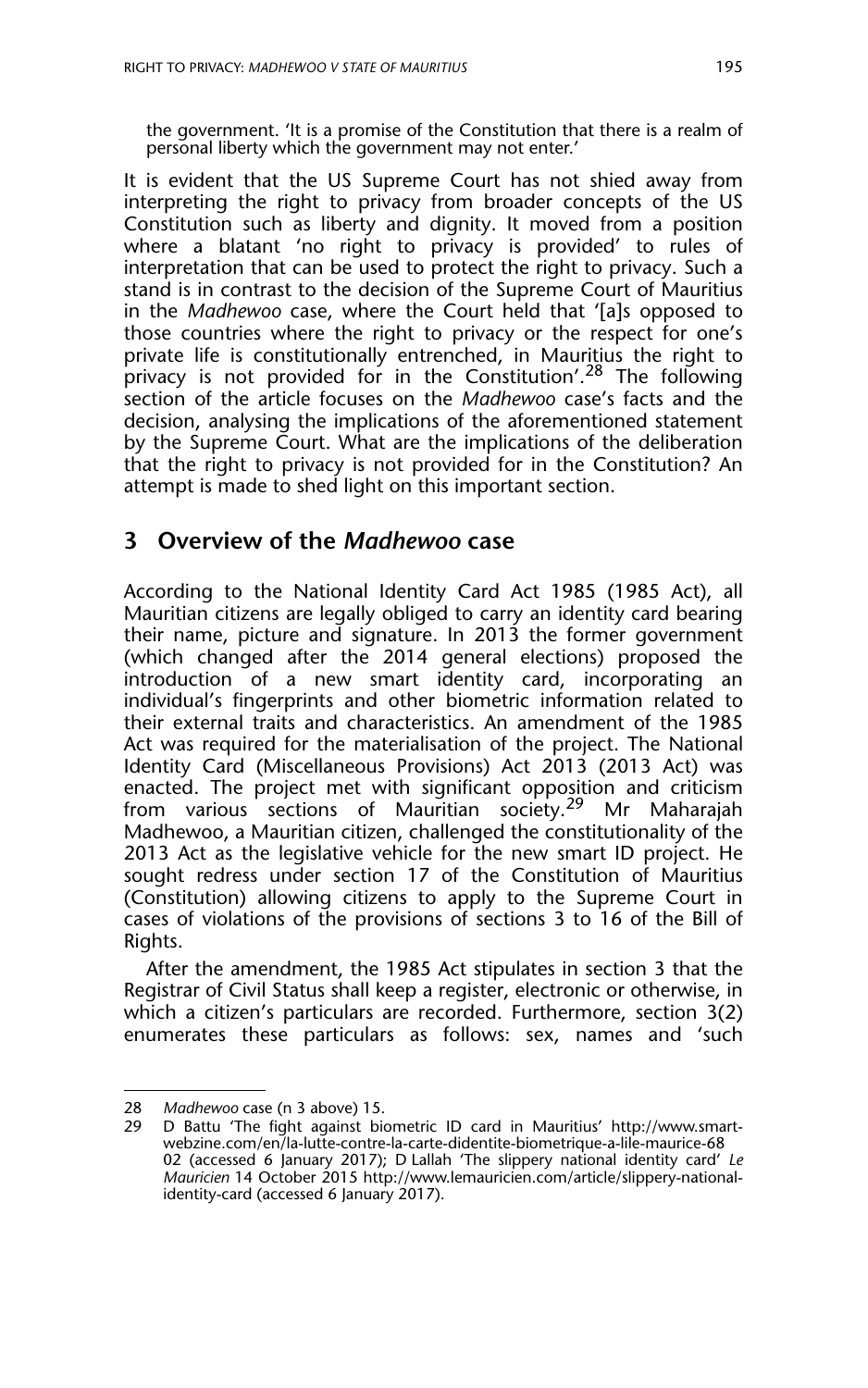the government. 'It is a promise of the Constitution that there is a realm of personal liberty which the government may not enter.'

It is evident that the US Supreme Court has not shied away from interpreting the right to privacy from broader concepts of the US Constitution such as liberty and dignity. It moved from a position where a blatant 'no right to privacy is provided' to rules of interpretation that can be used to protect the right to privacy. Such a stand is in contrast to the decision of the Supreme Court of Mauritius in the *Madhewoo* case, where the Court held that '[a]s opposed to those countries where the right to privacy or the respect for one's private life is constitutionally entrenched, in Mauritius the right to privacy is not provided for in the Constitution'.[28] The following section of the article focuses on the *Madhewoo* case's facts and the decision, analysing the implications of the aforementioned statement by the Supreme Court. What are the implications of the deliberation that the right to privacy is not provided for in the Constitution? An attempt is made to shed light on this important section.

## 3 Overview of the *Madhewoo* case

According to the National Identity Card Act 1985 (1985 Act), all Mauritian citizens are legally obliged to carry an identity card bearing their name, picture and signature. In 2013 the former government (which changed after the 2014 general elections) proposed the introduction of a new smart identity card, incorporating an individual's fingerprints and other biometric information related to their external traits and characteristics. An amendment of the 1985 Act was required for the materialisation of the project. The National Identity Card (Miscellaneous Provisions) Act 2013 (2013 Act) was enacted. The project met with significant opposition and criticism from various sections of Mauritian society.[29] Mr Maharajah Madhewoo, a Mauritian citizen, challenged the constitutionality of the 2013 Act as the legislative vehicle for the new smart ID project. He sought redress under section 17 of the Constitution of Mauritius (Constitution) allowing citizens to apply to the Supreme Court in cases of violations of the provisions of sections 3 to 16 of the Bill of Rights.

After the amendment, the 1985 Act stipulates in section 3 that the Registrar of Civil Status shall keep a register, electronic or otherwise, in which a citizen's particulars are recorded. Furthermore, section 3(2) enumerates these particulars as follows: sex, names and 'such

---

28 *Madhewoo* case (n 3 above) 15.

29 D Battu 'The fight against biometric ID card in Mauritius' http://www.smart-webzine.com/en/la-lutte-contre-la-carte-didentite-biometrique-a-lile-maurice-68 02 (accessed 6 January 2017); D Lallah 'The slippery national identity card' *Le Mauricien* 14 October 2015 http://www.lemauricien.com/article/slippery-national-identity-card (accessed 6 January 2017).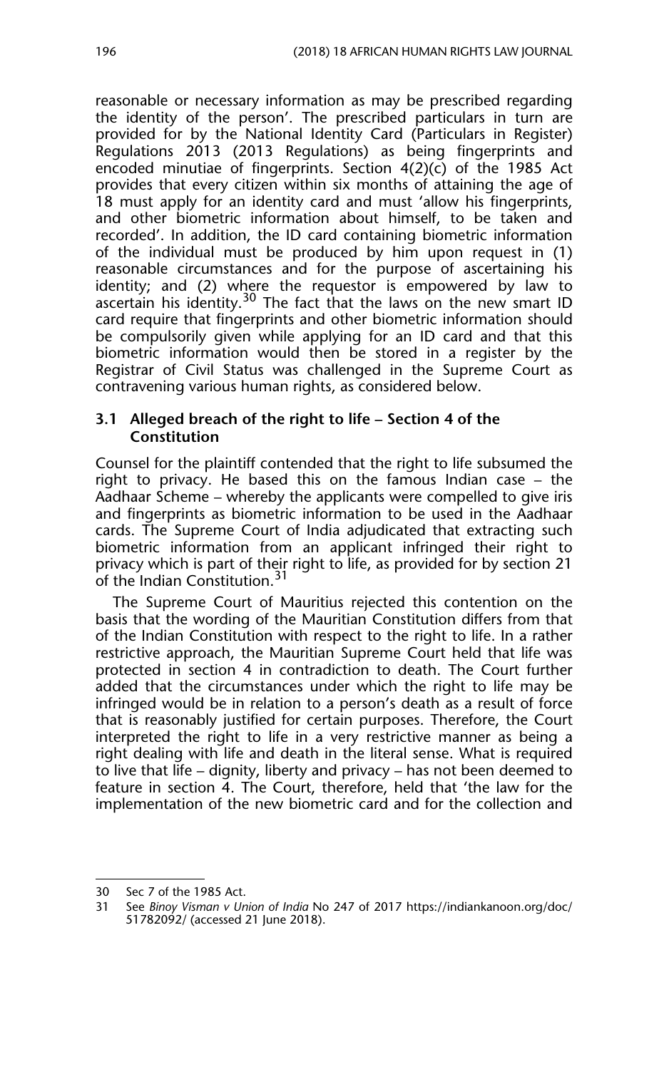reasonable or necessary information as may be prescribed regarding the identity of the person'. The prescribed particulars in turn are provided for by the National Identity Card (Particulars in Register) Regulations 2013 (2013 Regulations) as being fingerprints and encoded minutiae of fingerprints. Section 4(2)(c) of the 1985 Act provides that every citizen within six months of attaining the age of 18 must apply for an identity card and must 'allow his fingerprints, and other biometric information about himself, to be taken and recorded'. In addition, the ID card containing biometric information of the individual must be produced by him upon request in (1) reasonable circumstances and for the purpose of ascertaining his identity; and (2) where the requestor is empowered by law to ascertain his identity.[30] The fact that the laws on the new smart ID card require that fingerprints and other biometric information should be compulsorily given while applying for an ID card and that this biometric information would then be stored in a register by the Registrar of Civil Status was challenged in the Supreme Court as contravening various human rights, as considered below.

### 3.1 Alleged breach of the right to life – Section 4 of the Constitution

Counsel for the plaintiff contended that the right to life subsumed the right to privacy. He based this on the famous Indian case – the Aadhaar Scheme – whereby the applicants were compelled to give iris and fingerprints as biometric information to be used in the Aadhaar cards. The Supreme Court of India adjudicated that extracting such biometric information from an applicant infringed their right to privacy which is part of their right to life, as provided for by section 21 of the Indian Constitution.[31]

The Supreme Court of Mauritius rejected this contention on the basis that the wording of the Mauritian Constitution differs from that of the Indian Constitution with respect to the right to life. In a rather restrictive approach, the Mauritian Supreme Court held that life was protected in section 4 in contradiction to death. The Court further added that the circumstances under which the right to life may be infringed would be in relation to a person's death as a result of force that is reasonably justified for certain purposes. Therefore, the Court interpreted the right to life in a very restrictive manner as being a right dealing with life and death in the literal sense. What is required to live that life – dignity, liberty and privacy – has not been deemed to feature in section 4. The Court, therefore, held that 'the law for the implementation of the new biometric card and for the collection and

---

30 Sec 7 of the 1985 Act.

31 See *Binoy Visman v Union of India* No 247 of 2017 https://indiankanoon.org/doc/51782092/ (accessed 21 June 2018).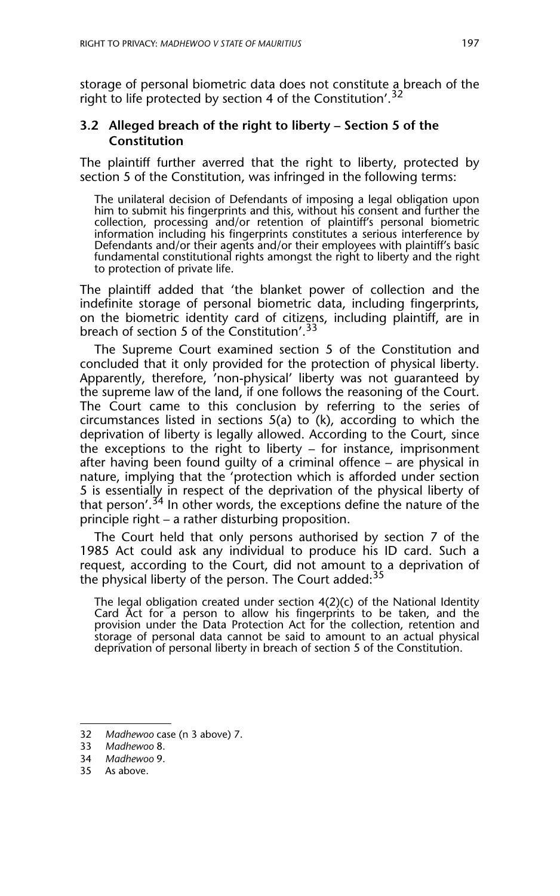storage of personal biometric data does not constitute a breach of the right to life protected by section 4 of the Constitution'.[32]

### 3.2 Alleged breach of the right to liberty – Section 5 of the Constitution

The plaintiff further averred that the right to liberty, protected by section 5 of the Constitution, was infringed in the following terms:

> The unilateral decision of Defendants of imposing a legal obligation upon him to submit his fingerprints and this, without his consent and further the collection, processing and/or retention of plaintiff's personal biometric information including his fingerprints constitutes a serious interference by Defendants and/or their agents and/or their employees with plaintiff's basic fundamental constitutional rights amongst the right to liberty and the right to protection of private life.

The plaintiff added that 'the blanket power of collection and the indefinite storage of personal biometric data, including fingerprints, on the biometric identity card of citizens, including plaintiff, are in breach of section 5 of the Constitution'.[33]

The Supreme Court examined section 5 of the Constitution and concluded that it only provided for the protection of physical liberty. Apparently, therefore, 'non-physical' liberty was not guaranteed by the supreme law of the land, if one follows the reasoning of the Court. The Court came to this conclusion by referring to the series of circumstances listed in sections 5(a) to (k), according to which the deprivation of liberty is legally allowed. According to the Court, since the exceptions to the right to liberty – for instance, imprisonment after having been found guilty of a criminal offence – are physical in nature, implying that the 'protection which is afforded under section 5 is essentially in respect of the deprivation of the physical liberty of that person'.[34] In other words, the exceptions define the nature of the principle right – a rather disturbing proposition.

The Court held that only persons authorised by section 7 of the 1985 Act could ask any individual to produce his ID card. Such a request, according to the Court, did not amount to a deprivation of the physical liberty of the person. The Court added:[35]

> The legal obligation created under section 4(2)(c) of the National Identity Card Act for a person to allow his fingerprints to be taken, and the provision under the Data Protection Act for the collection, retention and storage of personal data cannot be said to amount to an actual physical deprivation of personal liberty in breach of section 5 of the Constitution.

---

32 *Madhewoo* case (n 3 above) 7.
33 *Madhewoo* 8.
34 *Madhewoo* 9.
35 As above.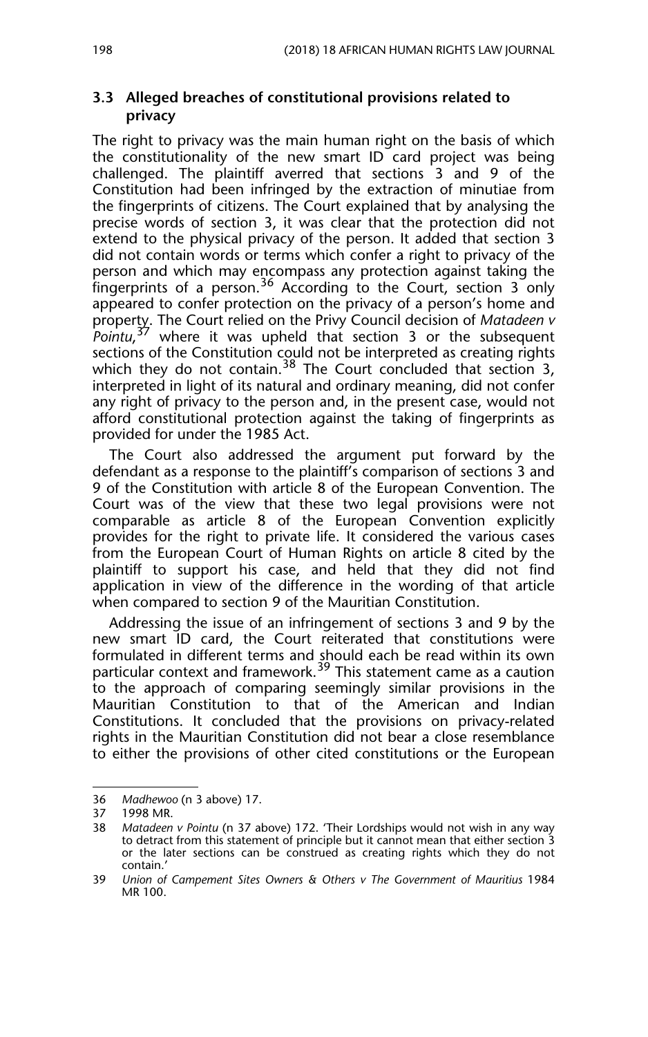### 3.3 Alleged breaches of constitutional provisions related to privacy

The right to privacy was the main human right on the basis of which the constitutionality of the new smart ID card project was being challenged. The plaintiff averred that sections 3 and 9 of the Constitution had been infringed by the extraction of minutiae from the fingerprints of citizens. The Court explained that by analysing the precise words of section 3, it was clear that the protection did not extend to the physical privacy of the person. It added that section 3 did not contain words or terms which confer a right to privacy of the person and which may encompass any protection against taking the fingerprints of a person.[36] According to the Court, section 3 only appeared to confer protection on the privacy of a person's home and property. The Court relied on the Privy Council decision of *Matadeen v Pointu*,[37] where it was upheld that section 3 or the subsequent sections of the Constitution could not be interpreted as creating rights which they do not contain.[38] The Court concluded that section 3, interpreted in light of its natural and ordinary meaning, did not confer any right of privacy to the person and, in the present case, would not afford constitutional protection against the taking of fingerprints as provided for under the 1985 Act.

The Court also addressed the argument put forward by the defendant as a response to the plaintiff's comparison of sections 3 and 9 of the Constitution with article 8 of the European Convention. The Court was of the view that these two legal provisions were not comparable as article 8 of the European Convention explicitly provides for the right to private life. It considered the various cases from the European Court of Human Rights on article 8 cited by the plaintiff to support his case, and held that they did not find application in view of the difference in the wording of that article when compared to section 9 of the Mauritian Constitution.

Addressing the issue of an infringement of sections 3 and 9 by the new smart ID card, the Court reiterated that constitutions were formulated in different terms and should each be read within its own particular context and framework.[39] This statement came as a caution to the approach of comparing seemingly similar provisions in the Mauritian Constitution to that of the American and Indian Constitutions. It concluded that the provisions on privacy-related rights in the Mauritian Constitution did not bear a close resemblance to either the provisions of other cited constitutions or the European

---

36 *Madhewoo* (n 3 above) 17.

37 1998 MR.

38 *Matadeen v Pointu* (n 37 above) 172. 'Their Lordships would not wish in any way to detract from this statement of principle but it cannot mean that either section 3 or the later sections can be construed as creating rights which they do not contain.'

39 *Union of Campement Sites Owners & Others v The Government of Mauritius* 1984 MR 100.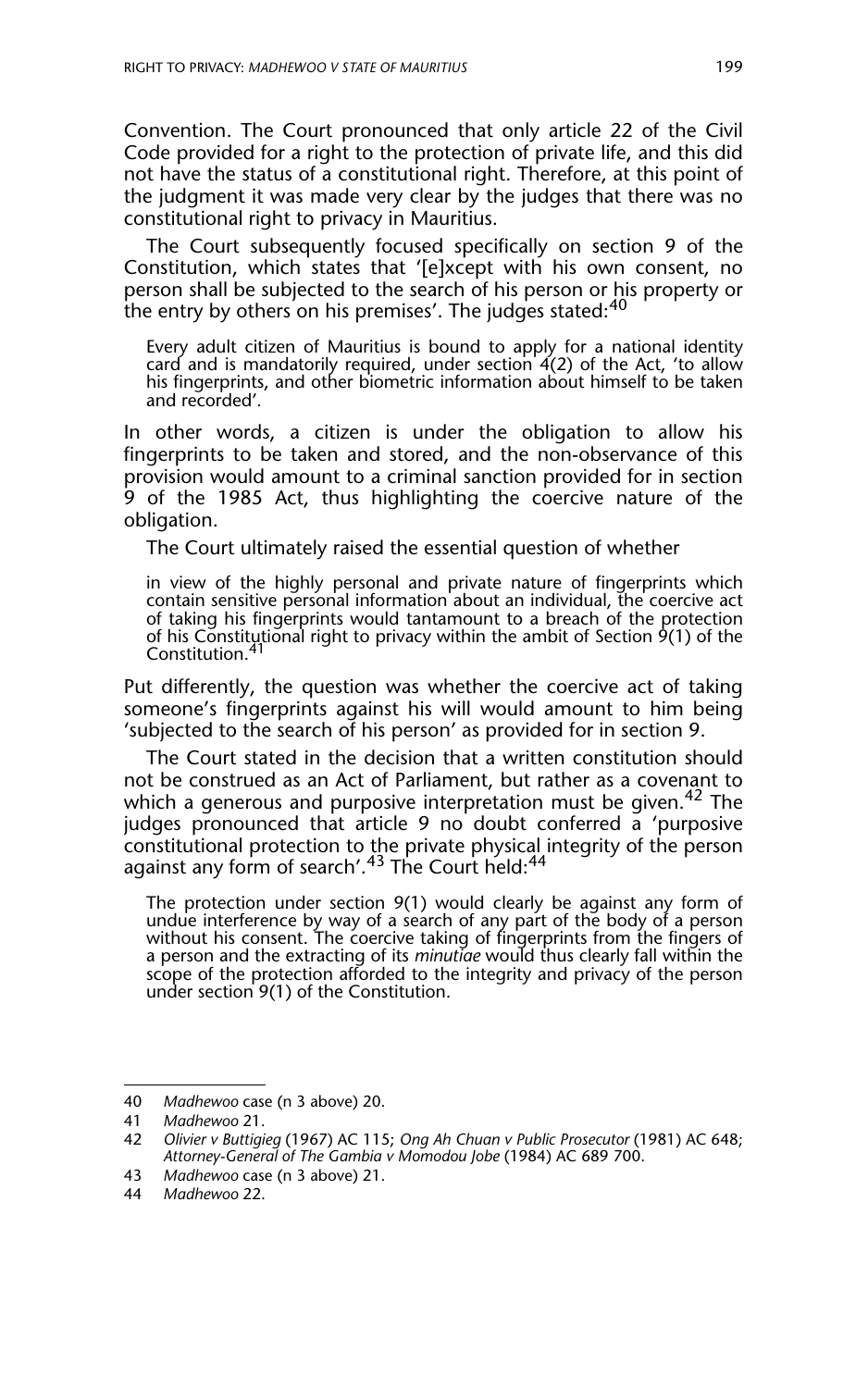Convention. The Court pronounced that only article 22 of the Civil Code provided for a right to the protection of private life, and this did not have the status of a constitutional right. Therefore, at this point of the judgment it was made very clear by the judges that there was no constitutional right to privacy in Mauritius.

The Court subsequently focused specifically on section 9 of the Constitution, which states that '[e]xcept with his own consent, no person shall be subjected to the search of his person or his property or the entry by others on his premises'. The judges stated:[40]

> Every adult citizen of Mauritius is bound to apply for a national identity card and is mandatorily required, under section 4(2) of the Act, 'to allow his fingerprints, and other biometric information about himself to be taken and recorded'.

In other words, a citizen is under the obligation to allow his fingerprints to be taken and stored, and the non-observance of this provision would amount to a criminal sanction provided for in section 9 of the 1985 Act, thus highlighting the coercive nature of the obligation.

The Court ultimately raised the essential question of whether

> in view of the highly personal and private nature of fingerprints which contain sensitive personal information about an individual, the coercive act of taking his fingerprints would tantamount to a breach of the protection of his Constitutional right to privacy within the ambit of Section 9(1) of the Constitution.[41]

Put differently, the question was whether the coercive act of taking someone's fingerprints against his will would amount to him being 'subjected to the search of his person' as provided for in section 9.

The Court stated in the decision that a written constitution should not be construed as an Act of Parliament, but rather as a covenant to which a generous and purposive interpretation must be given.[42] The judges pronounced that article 9 no doubt conferred a 'purposive constitutional protection to the private physical integrity of the person against any form of search'.[43] The Court held:[44]

> The protection under section 9(1) would clearly be against any form of undue interference by way of a search of any part of the body of a person without his consent. The coercive taking of fingerprints from the fingers of a person and the extracting of its *minutiae* would thus clearly fall within the scope of the protection afforded to the integrity and privacy of the person under section 9(1) of the Constitution.

---

40 *Madhewoo* case (n 3 above) 20.

41 *Madhewoo* 21.

42 *Olivier v Buttigieg* (1967) AC 115; *Ong Ah Chuan v Public Prosecutor* (1981) AC 648; *Attorney-General of The Gambia v Momodou Jobe* (1984) AC 689 700.

43 *Madhewoo* case (n 3 above) 21.

44 *Madhewoo* 22.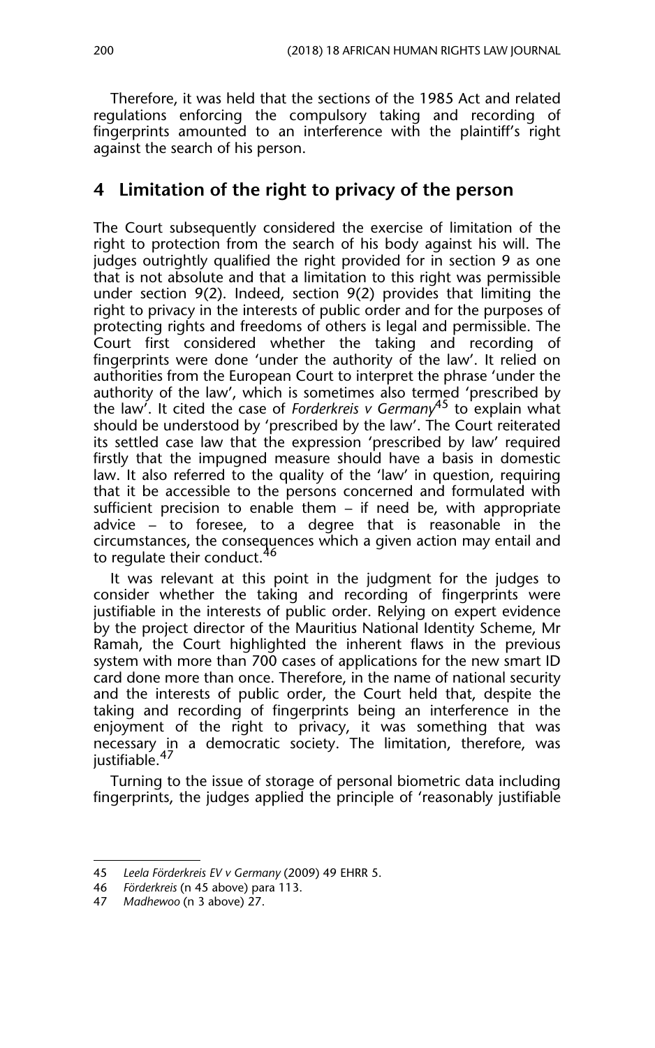Therefore, it was held that the sections of the 1985 Act and related regulations enforcing the compulsory taking and recording of fingerprints amounted to an interference with the plaintiff's right against the search of his person.

## 4 Limitation of the right to privacy of the person

The Court subsequently considered the exercise of limitation of the right to protection from the search of his body against his will. The judges outrightly qualified the right provided for in section 9 as one that is not absolute and that a limitation to this right was permissible under section 9(2). Indeed, section 9(2) provides that limiting the right to privacy in the interests of public order and for the purposes of protecting rights and freedoms of others is legal and permissible. The Court first considered whether the taking and recording of fingerprints were done 'under the authority of the law'. It relied on authorities from the European Court to interpret the phrase 'under the authority of the law', which is sometimes also termed 'prescribed by the law'. It cited the case of *Forderkreis v Germany*[45] to explain what should be understood by 'prescribed by the law'. The Court reiterated its settled case law that the expression 'prescribed by law' required firstly that the impugned measure should have a basis in domestic law. It also referred to the quality of the 'law' in question, requiring that it be accessible to the persons concerned and formulated with sufficient precision to enable them – if need be, with appropriate advice – to foresee, to a degree that is reasonable in the circumstances, the consequences which a given action may entail and to regulate their conduct.[46]

It was relevant at this point in the judgment for the judges to consider whether the taking and recording of fingerprints were justifiable in the interests of public order. Relying on expert evidence by the project director of the Mauritius National Identity Scheme, Mr Ramah, the Court highlighted the inherent flaws in the previous system with more than 700 cases of applications for the new smart ID card done more than once. Therefore, in the name of national security and the interests of public order, the Court held that, despite the taking and recording of fingerprints being an interference in the enjoyment of the right to privacy, it was something that was necessary in a democratic society. The limitation, therefore, was justifiable.[47]

Turning to the issue of storage of personal biometric data including fingerprints, the judges applied the principle of 'reasonably justifiable

---

45 *Leela Förderkreis EV v Germany* (2009) 49 EHRR 5.

46 *Förderkreis* (n 45 above) para 113.

47 *Madhewoo* (n 3 above) 27.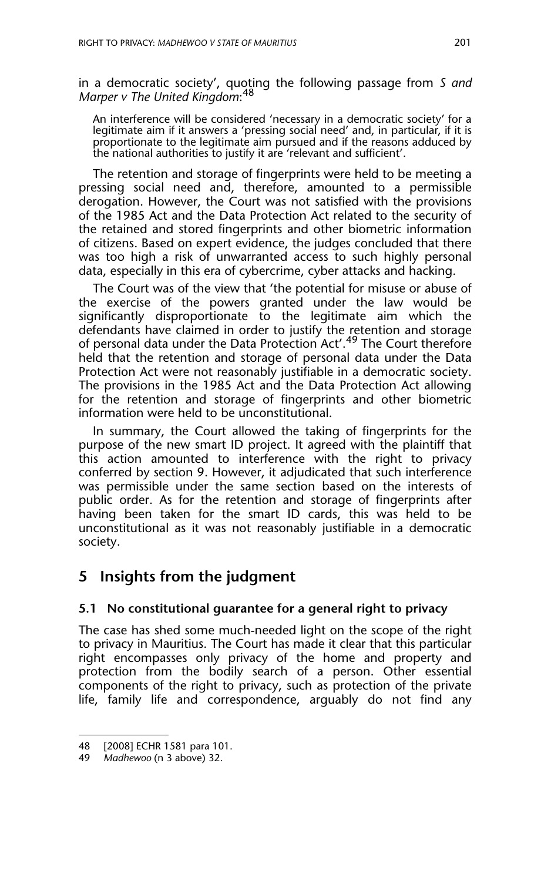in a democratic society', quoting the following passage from *S and Marper v The United Kingdom*:[48]

> An interference will be considered 'necessary in a democratic society' for a legitimate aim if it answers a 'pressing social need' and, in particular, if it is proportionate to the legitimate aim pursued and if the reasons adduced by the national authorities to justify it are 'relevant and sufficient'.

The retention and storage of fingerprints were held to be meeting a pressing social need and, therefore, amounted to a permissible derogation. However, the Court was not satisfied with the provisions of the 1985 Act and the Data Protection Act related to the security of the retained and stored fingerprints and other biometric information of citizens. Based on expert evidence, the judges concluded that there was too high a risk of unwarranted access to such highly personal data, especially in this era of cybercrime, cyber attacks and hacking.

The Court was of the view that 'the potential for misuse or abuse of the exercise of the powers granted under the law would be significantly disproportionate to the legitimate aim which the defendants have claimed in order to justify the retention and storage of personal data under the Data Protection Act'.[49] The Court therefore held that the retention and storage of personal data under the Data Protection Act were not reasonably justifiable in a democratic society. The provisions in the 1985 Act and the Data Protection Act allowing for the retention and storage of fingerprints and other biometric information were held to be unconstitutional.

In summary, the Court allowed the taking of fingerprints for the purpose of the new smart ID project. It agreed with the plaintiff that this action amounted to interference with the right to privacy conferred by section 9. However, it adjudicated that such interference was permissible under the same section based on the interests of public order. As for the retention and storage of fingerprints after having been taken for the smart ID cards, this was held to be unconstitutional as it was not reasonably justifiable in a democratic society.

## 5 Insights from the judgment

### 5.1 No constitutional guarantee for a general right to privacy

The case has shed some much-needed light on the scope of the right to privacy in Mauritius. The Court has made it clear that this particular right encompasses only privacy of the home and property and protection from the bodily search of a person. Other essential components of the right to privacy, such as protection of the private life, family life and correspondence, arguably do not find any

---

48 [2008] ECHR 1581 para 101.

49 *Madhewoo* (n 3 above) 32.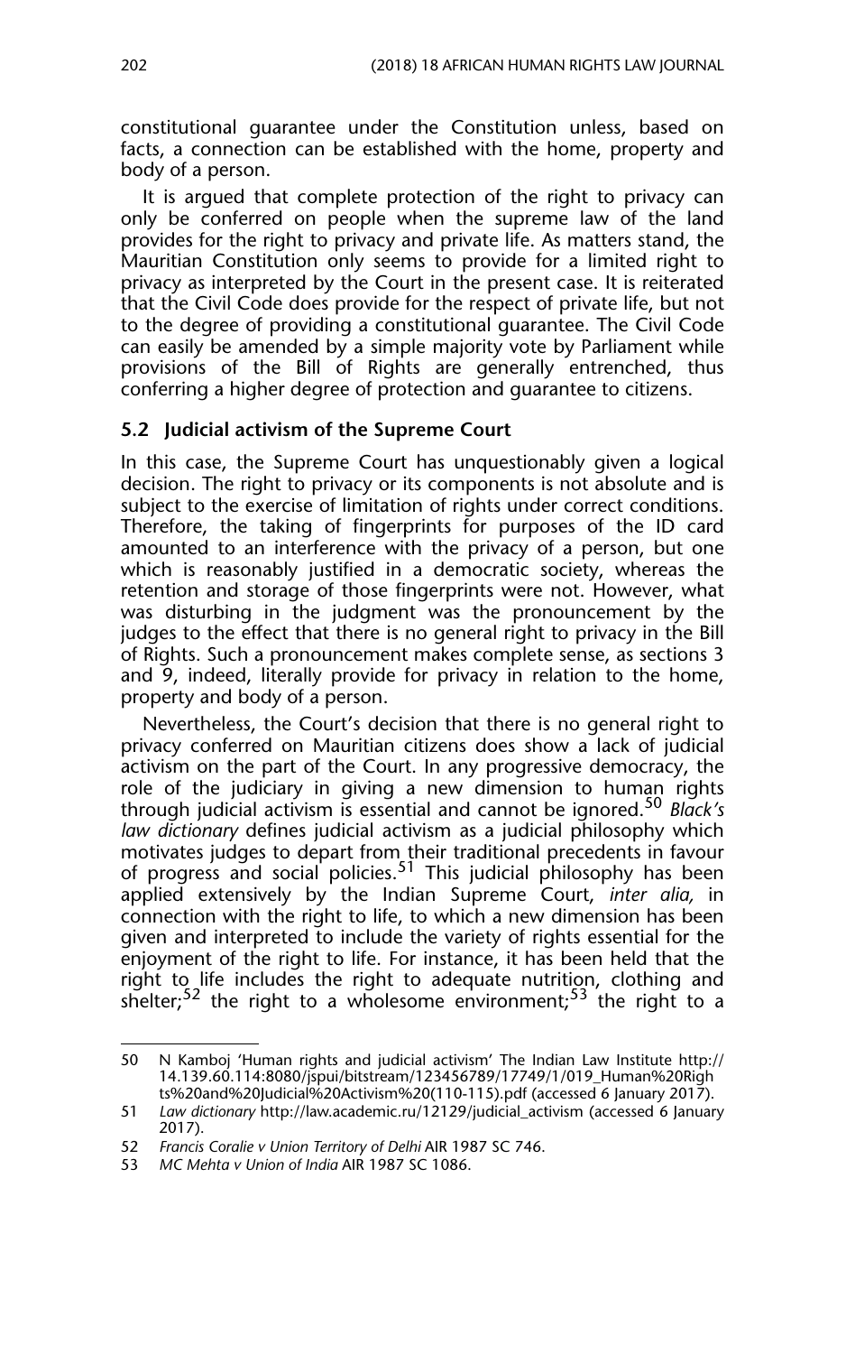constitutional guarantee under the Constitution unless, based on facts, a connection can be established with the home, property and body of a person.

It is argued that complete protection of the right to privacy can only be conferred on people when the supreme law of the land provides for the right to privacy and private life. As matters stand, the Mauritian Constitution only seems to provide for a limited right to privacy as interpreted by the Court in the present case. It is reiterated that the Civil Code does provide for the respect of private life, but not to the degree of providing a constitutional guarantee. The Civil Code can easily be amended by a simple majority vote by Parliament while provisions of the Bill of Rights are generally entrenched, thus conferring a higher degree of protection and guarantee to citizens.

### 5.2 Judicial activism of the Supreme Court

In this case, the Supreme Court has unquestionably given a logical decision. The right to privacy or its components is not absolute and is subject to the exercise of limitation of rights under correct conditions. Therefore, the taking of fingerprints for purposes of the ID card amounted to an interference with the privacy of a person, but one which is reasonably justified in a democratic society, whereas the retention and storage of those fingerprints were not. However, what was disturbing in the judgment was the pronouncement by the judges to the effect that there is no general right to privacy in the Bill of Rights. Such a pronouncement makes complete sense, as sections 3 and 9, indeed, literally provide for privacy in relation to the home, property and body of a person.

Nevertheless, the Court's decision that there is no general right to privacy conferred on Mauritian citizens does show a lack of judicial activism on the part of the Court. In any progressive democracy, the role of the judiciary in giving a new dimension to human rights through judicial activism is essential and cannot be ignored.[50] *Black's law dictionary* defines judicial activism as a judicial philosophy which motivates judges to depart from their traditional precedents in favour of progress and social policies.[51] This judicial philosophy has been applied extensively by the Indian Supreme Court, *inter alia,* in connection with the right to life, to which a new dimension has been given and interpreted to include the variety of rights essential for the enjoyment of the right to life. For instance, it has been held that the right to life includes the right to adequate nutrition, clothing and shelter;[52] the right to a wholesome environment;[53] the right to a

---

50 N Kamboj 'Human rights and judicial activism' The Indian Law Institute http://14.139.60.114:8080/jspui/bitstream/123456789/17749/1/019_Human%20Rights%20and%20Judicial%20Activism%20(110-115).pdf (accessed 6 January 2017).

51 *Law dictionary* http://law.academic.ru/12129/judicial_activism (accessed 6 January 2017).

52 *Francis Coralie v Union Territory of Delhi* AIR 1987 SC 746.

53 *MC Mehta v Union of India* AIR 1987 SC 1086.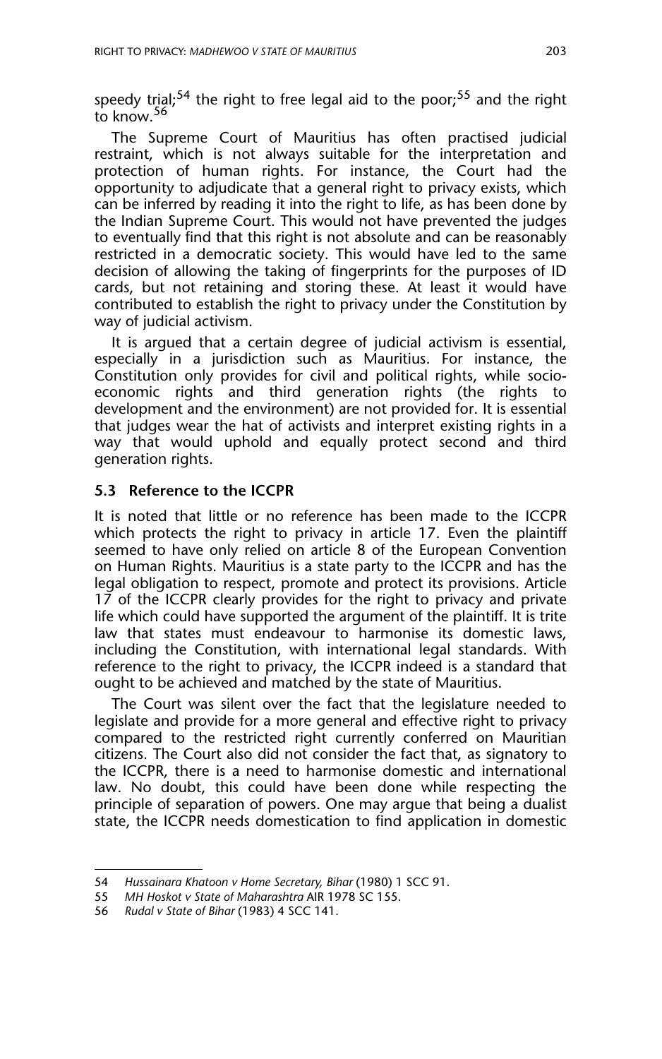speedy trial;[54] the right to free legal aid to the poor;[55] and the right to know.[56]

The Supreme Court of Mauritius has often practised judicial restraint, which is not always suitable for the interpretation and protection of human rights. For instance, the Court had the opportunity to adjudicate that a general right to privacy exists, which can be inferred by reading it into the right to life, as has been done by the Indian Supreme Court. This would not have prevented the judges to eventually find that this right is not absolute and can be reasonably restricted in a democratic society. This would have led to the same decision of allowing the taking of fingerprints for the purposes of ID cards, but not retaining and storing these. At least it would have contributed to establish the right to privacy under the Constitution by way of judicial activism.

It is argued that a certain degree of judicial activism is essential, especially in a jurisdiction such as Mauritius. For instance, the Constitution only provides for civil and political rights, while socio-economic rights and third generation rights (the rights to development and the environment) are not provided for. It is essential that judges wear the hat of activists and interpret existing rights in a way that would uphold and equally protect second and third generation rights.

### 5.3 Reference to the ICCPR

It is noted that little or no reference has been made to the ICCPR which protects the right to privacy in article 17. Even the plaintiff seemed to have only relied on article 8 of the European Convention on Human Rights. Mauritius is a state party to the ICCPR and has the legal obligation to respect, promote and protect its provisions. Article 17 of the ICCPR clearly provides for the right to privacy and private life which could have supported the argument of the plaintiff. It is trite law that states must endeavour to harmonise its domestic laws, including the Constitution, with international legal standards. With reference to the right to privacy, the ICCPR indeed is a standard that ought to be achieved and matched by the state of Mauritius.

The Court was silent over the fact that the legislature needed to legislate and provide for a more general and effective right to privacy compared to the restricted right currently conferred on Mauritian citizens. The Court also did not consider the fact that, as signatory to the ICCPR, there is a need to harmonise domestic and international law. No doubt, this could have been done while respecting the principle of separation of powers. One may argue that being a dualist state, the ICCPR needs domestication to find application in domestic

---

54 *Hussainara Khatoon v Home Secretary, Bihar* (1980) 1 SCC 91.

55 *MH Hoskot v State of Maharashtra* AIR 1978 SC 155.

56 *Rudal v State of Bihar* (1983) 4 SCC 141.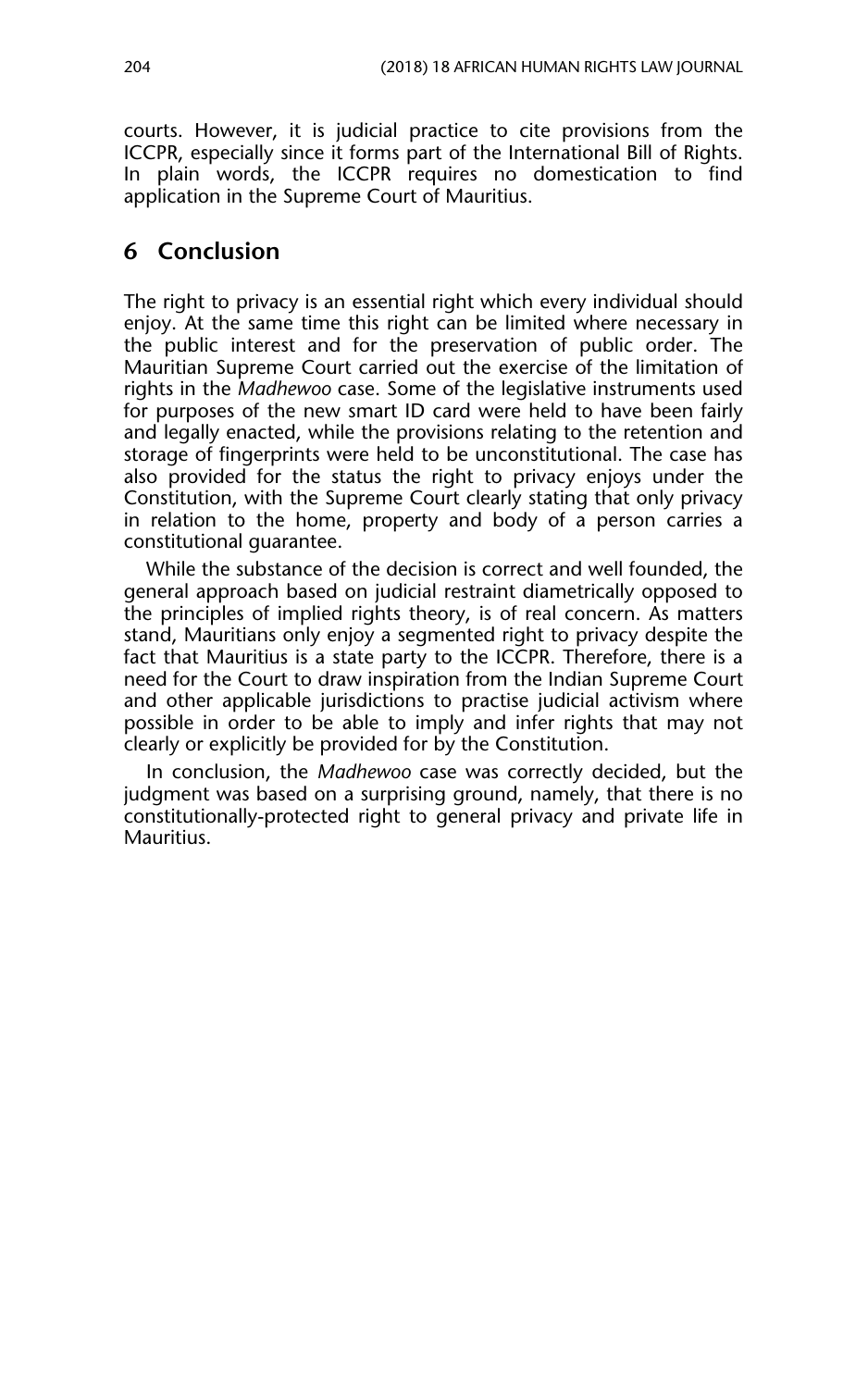courts. However, it is judicial practice to cite provisions from the ICCPR, especially since it forms part of the International Bill of Rights. In plain words, the ICCPR requires no domestication to find application in the Supreme Court of Mauritius.

## 6 Conclusion

The right to privacy is an essential right which every individual should enjoy. At the same time this right can be limited where necessary in the public interest and for the preservation of public order. The Mauritian Supreme Court carried out the exercise of the limitation of rights in the *Madhewoo* case. Some of the legislative instruments used for purposes of the new smart ID card were held to have been fairly and legally enacted, while the provisions relating to the retention and storage of fingerprints were held to be unconstitutional. The case has also provided for the status the right to privacy enjoys under the Constitution, with the Supreme Court clearly stating that only privacy in relation to the home, property and body of a person carries a constitutional guarantee.

While the substance of the decision is correct and well founded, the general approach based on judicial restraint diametrically opposed to the principles of implied rights theory, is of real concern. As matters stand, Mauritians only enjoy a segmented right to privacy despite the fact that Mauritius is a state party to the ICCPR. Therefore, there is a need for the Court to draw inspiration from the Indian Supreme Court and other applicable jurisdictions to practise judicial activism where possible in order to be able to imply and infer rights that may not clearly or explicitly be provided for by the Constitution.

In conclusion, the *Madhewoo* case was correctly decided, but the judgment was based on a surprising ground, namely, that there is no constitutionally-protected right to general privacy and private life in Mauritius.